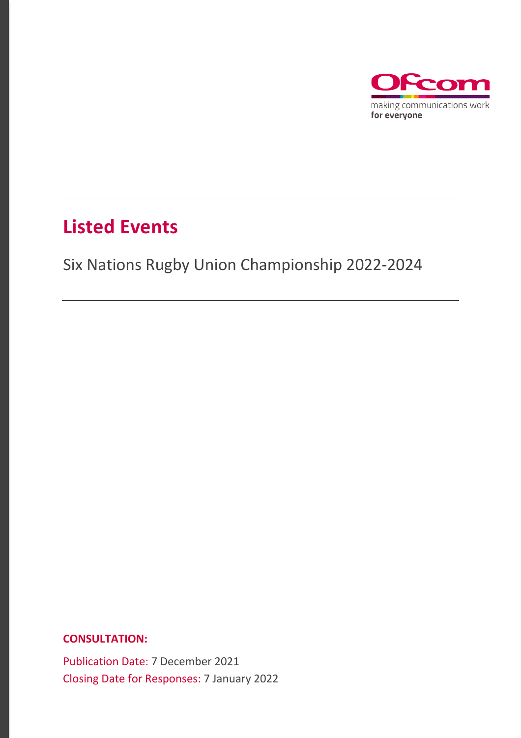Ofcom

making communications work
for everyone

# Listed Events

Six Nations Rugby Union Championship 2022-2024

**CONSULTATION:**

Publication Date: 7 December 2021

Closing Date for Responses: 7 January 2022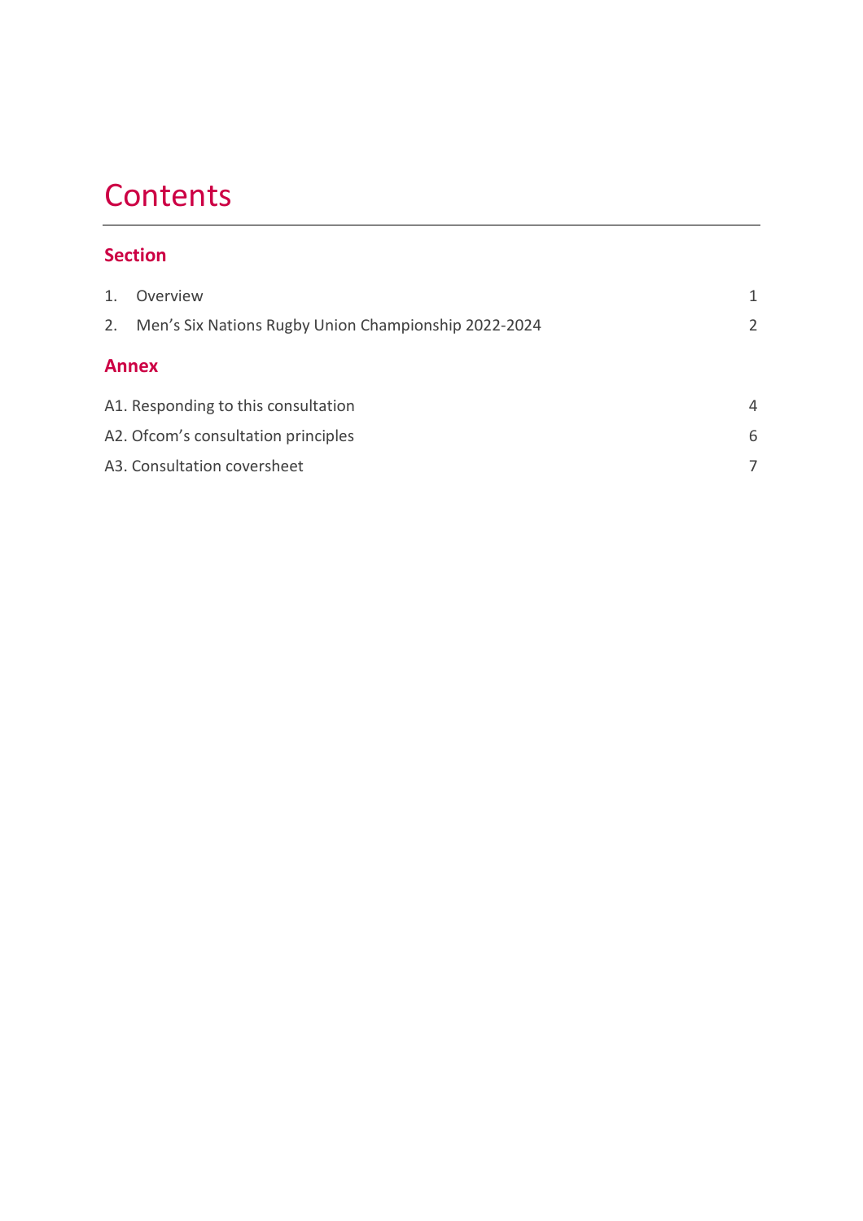# Contents

## Section

| | |
|---|---|
| 1. Overview | 1 |
| 2. Men's Six Nations Rugby Union Championship 2022-2024 | 2 |

## Annex

| | |
|---|---|
| A1. Responding to this consultation | 4 |
| A2. Ofcom's consultation principles | 6 |
| A3. Consultation coversheet | 7 |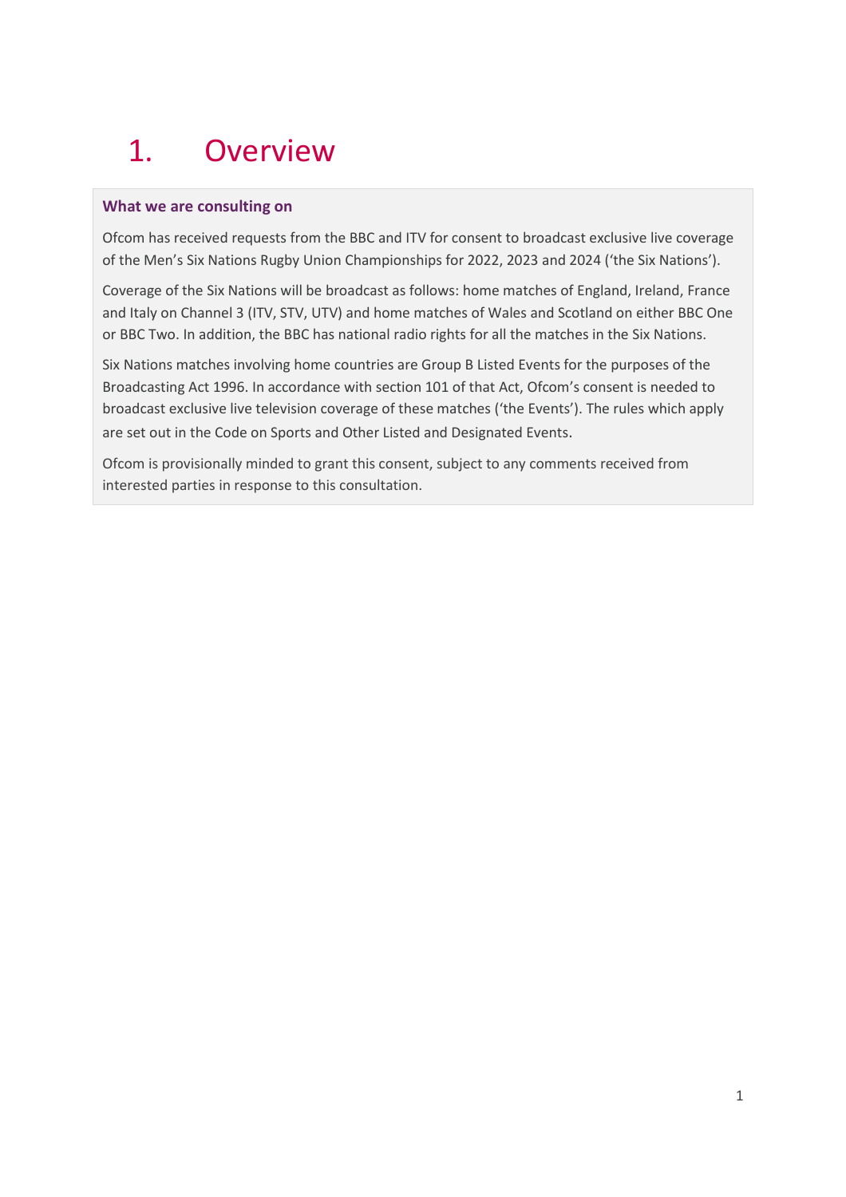# 1. Overview

**What we are consulting on**

Ofcom has received requests from the BBC and ITV for consent to broadcast exclusive live coverage of the Men's Six Nations Rugby Union Championships for 2022, 2023 and 2024 ('the Six Nations').

Coverage of the Six Nations will be broadcast as follows: home matches of England, Ireland, France and Italy on Channel 3 (ITV, STV, UTV) and home matches of Wales and Scotland on either BBC One or BBC Two. In addition, the BBC has national radio rights for all the matches in the Six Nations.

Six Nations matches involving home countries are Group B Listed Events for the purposes of the Broadcasting Act 1996. In accordance with section 101 of that Act, Ofcom's consent is needed to broadcast exclusive live television coverage of these matches ('the Events'). The rules which apply are set out in the Code on Sports and Other Listed and Designated Events.

Ofcom is provisionally minded to grant this consent, subject to any comments received from interested parties in response to this consultation.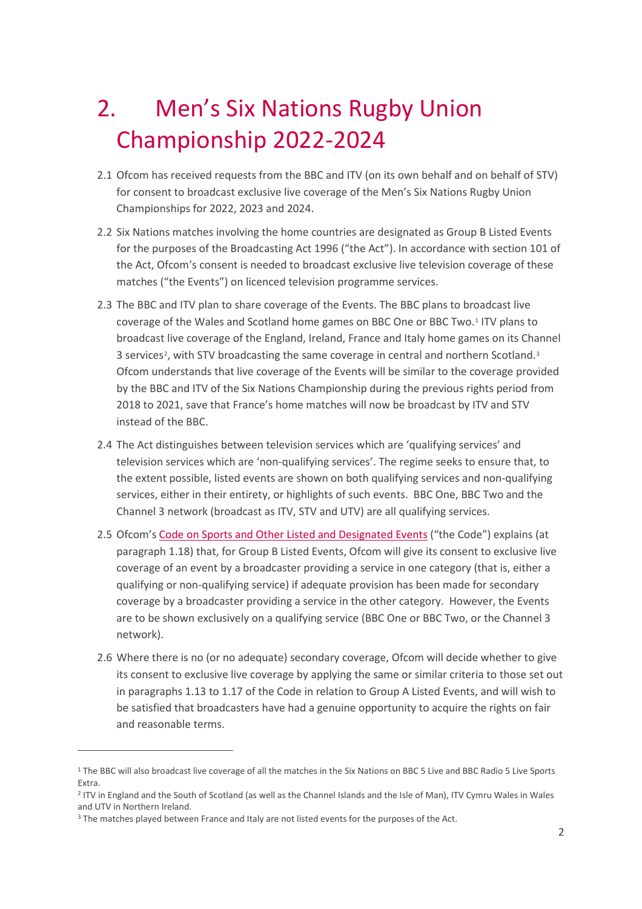# 2. Men's Six Nations Rugby Union Championship 2022-2024

2.1 Ofcom has received requests from the BBC and ITV (on its own behalf and on behalf of STV) for consent to broadcast exclusive live coverage of the Men's Six Nations Rugby Union Championships for 2022, 2023 and 2024.

2.2 Six Nations matches involving the home countries are designated as Group B Listed Events for the purposes of the Broadcasting Act 1996 ("the Act"). In accordance with section 101 of the Act, Ofcom's consent is needed to broadcast exclusive live television coverage of these matches ("the Events") on licenced television programme services.

2.3 The BBC and ITV plan to share coverage of the Events. The BBC plans to broadcast live coverage of the Wales and Scotland home games on BBC One or BBC Two.[1] ITV plans to broadcast live coverage of the England, Ireland, France and Italy home games on its Channel 3 services[2], with STV broadcasting the same coverage in central and northern Scotland.[3] Ofcom understands that live coverage of the Events will be similar to the coverage provided by the BBC and ITV of the Six Nations Championship during the previous rights period from 2018 to 2021, save that France's home matches will now be broadcast by ITV and STV instead of the BBC.

2.4 The Act distinguishes between television services which are 'qualifying services' and television services which are 'non-qualifying services'. The regime seeks to ensure that, to the extent possible, listed events are shown on both qualifying services and non-qualifying services, either in their entirety, or highlights of such events. BBC One, BBC Two and the Channel 3 network (broadcast as ITV, STV and UTV) are all qualifying services.

2.5 Ofcom's Code on Sports and Other Listed and Designated Events ("the Code") explains (at paragraph 1.18) that, for Group B Listed Events, Ofcom will give its consent to exclusive live coverage of an event by a broadcaster providing a service in one category (that is, either a qualifying or non-qualifying service) if adequate provision has been made for secondary coverage by a broadcaster providing a service in the other category. However, the Events are to be shown exclusively on a qualifying service (BBC One or BBC Two, or the Channel 3 network).

2.6 Where there is no (or no adequate) secondary coverage, Ofcom will decide whether to give its consent to exclusive live coverage by applying the same or similar criteria to those set out in paragraphs 1.13 to 1.17 of the Code in relation to Group A Listed Events, and will wish to be satisfied that broadcasters have had a genuine opportunity to acquire the rights on fair and reasonable terms.

---

[1] The BBC will also broadcast live coverage of all the matches in the Six Nations on BBC 5 Live and BBC Radio 5 Live Sports Extra.

[2] ITV in England and the South of Scotland (as well as the Channel Islands and the Isle of Man), ITV Cymru Wales in Wales and UTV in Northern Ireland.

[3] The matches played between France and Italy are not listed events for the purposes of the Act.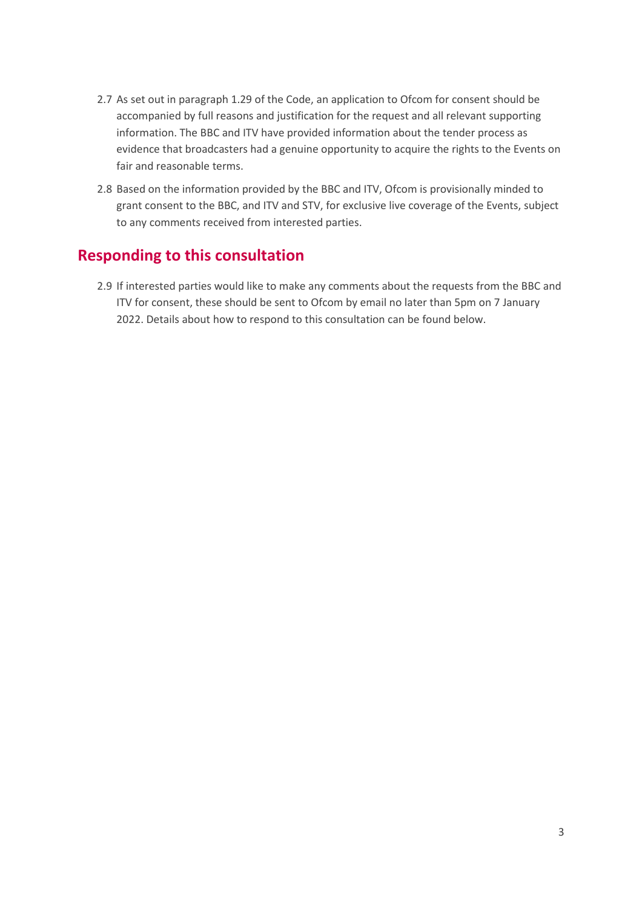2.7 As set out in paragraph 1.29 of the Code, an application to Ofcom for consent should be accompanied by full reasons and justification for the request and all relevant supporting information. The BBC and ITV have provided information about the tender process as evidence that broadcasters had a genuine opportunity to acquire the rights to the Events on fair and reasonable terms.

2.8 Based on the information provided by the BBC and ITV, Ofcom is provisionally minded to grant consent to the BBC, and ITV and STV, for exclusive live coverage of the Events, subject to any comments received from interested parties.

## Responding to this consultation

2.9 If interested parties would like to make any comments about the requests from the BBC and ITV for consent, these should be sent to Ofcom by email no later than 5pm on 7 January 2022. Details about how to respond to this consultation can be found below.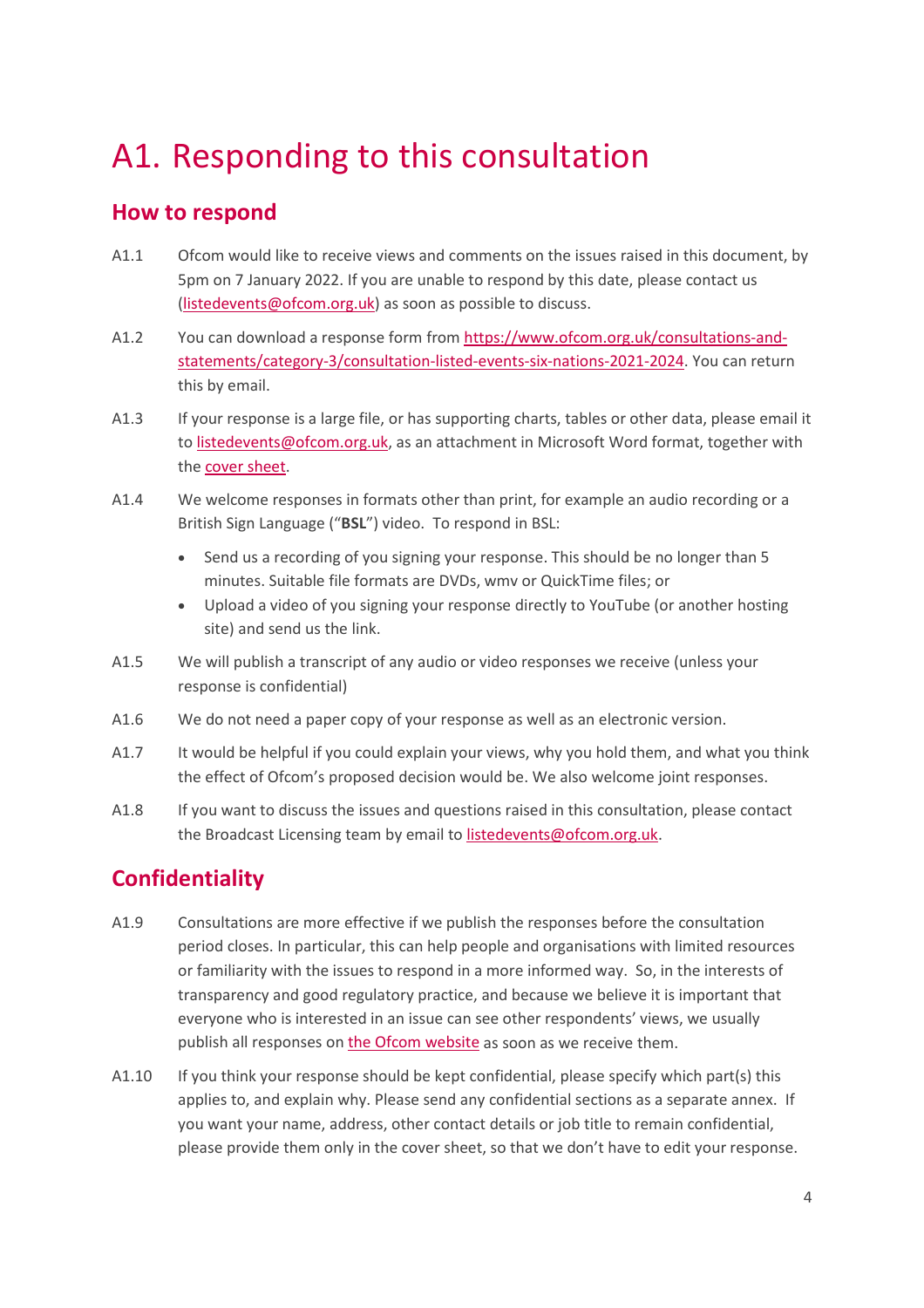# A1. Responding to this consultation

## How to respond

A1.1 Ofcom would like to receive views and comments on the issues raised in this document, by 5pm on 7 January 2022. If you are unable to respond by this date, please contact us (listedevents@ofcom.org.uk) as soon as possible to discuss.

A1.2 You can download a response form from https://www.ofcom.org.uk/consultations-and-statements/category-3/consultation-listed-events-six-nations-2021-2024. You can return this by email.

A1.3 If your response is a large file, or has supporting charts, tables or other data, please email it to listedevents@ofcom.org.uk, as an attachment in Microsoft Word format, together with the cover sheet.

A1.4 We welcome responses in formats other than print, for example an audio recording or a British Sign Language ("**BSL**") video. To respond in BSL:

- Send us a recording of you signing your response. This should be no longer than 5 minutes. Suitable file formats are DVDs, wmv or QuickTime files; or
- Upload a video of you signing your response directly to YouTube (or another hosting site) and send us the link.

A1.5 We will publish a transcript of any audio or video responses we receive (unless your response is confidential)

A1.6 We do not need a paper copy of your response as well as an electronic version.

A1.7 It would be helpful if you could explain your views, why you hold them, and what you think the effect of Ofcom's proposed decision would be. We also welcome joint responses.

A1.8 If you want to discuss the issues and questions raised in this consultation, please contact the Broadcast Licensing team by email to listedevents@ofcom.org.uk.

## Confidentiality

A1.9 Consultations are more effective if we publish the responses before the consultation period closes. In particular, this can help people and organisations with limited resources or familiarity with the issues to respond in a more informed way. So, in the interests of transparency and good regulatory practice, and because we believe it is important that everyone who is interested in an issue can see other respondents' views, we usually publish all responses on the Ofcom website as soon as we receive them.

A1.10 If you think your response should be kept confidential, please specify which part(s) this applies to, and explain why. Please send any confidential sections as a separate annex. If you want your name, address, other contact details or job title to remain confidential, please provide them only in the cover sheet, so that we don't have to edit your response.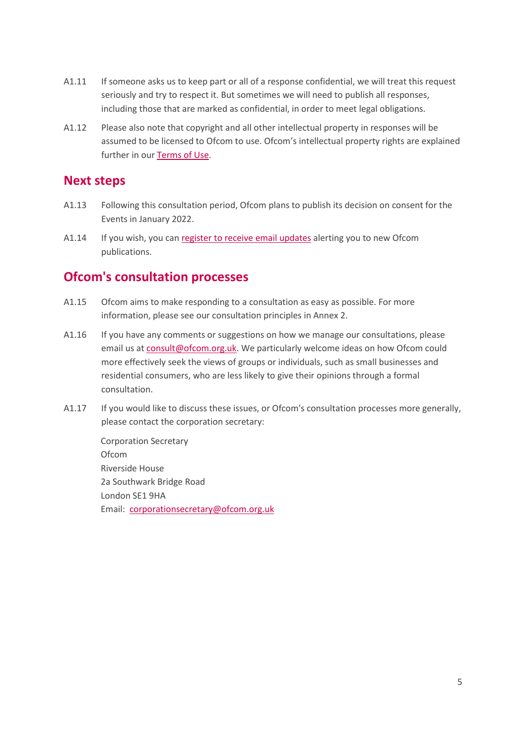A1.11 If someone asks us to keep part or all of a response confidential, we will treat this request seriously and try to respect it. But sometimes we will need to publish all responses, including those that are marked as confidential, in order to meet legal obligations.

A1.12 Please also note that copyright and all other intellectual property in responses will be assumed to be licensed to Ofcom to use. Ofcom's intellectual property rights are explained further in our Terms of Use.

## Next steps

A1.13 Following this consultation period, Ofcom plans to publish its decision on consent for the Events in January 2022.

A1.14 If you wish, you can register to receive email updates alerting you to new Ofcom publications.

## Ofcom's consultation processes

A1.15 Ofcom aims to make responding to a consultation as easy as possible. For more information, please see our consultation principles in Annex 2.

A1.16 If you have any comments or suggestions on how we manage our consultations, please email us at consult@ofcom.org.uk. We particularly welcome ideas on how Ofcom could more effectively seek the views of groups or individuals, such as small businesses and residential consumers, who are less likely to give their opinions through a formal consultation.

A1.17 If you would like to discuss these issues, or Ofcom's consultation processes more generally, please contact the corporation secretary:

Corporation Secretary
Ofcom
Riverside House
2a Southwark Bridge Road
London SE1 9HA
Email: corporationsecretary@ofcom.org.uk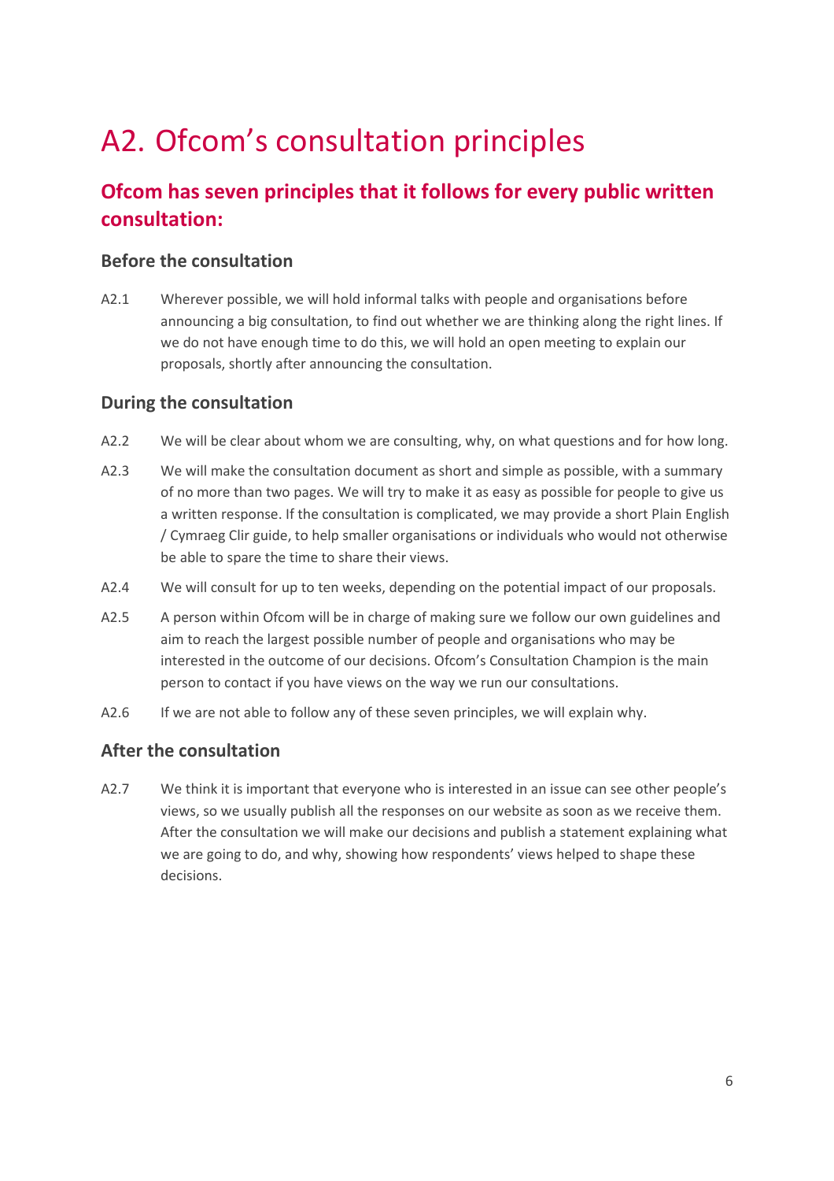# A2. Ofcom's consultation principles

## Ofcom has seven principles that it follows for every public written consultation:

### Before the consultation

A2.1 Wherever possible, we will hold informal talks with people and organisations before announcing a big consultation, to find out whether we are thinking along the right lines. If we do not have enough time to do this, we will hold an open meeting to explain our proposals, shortly after announcing the consultation.

### During the consultation

A2.2 We will be clear about whom we are consulting, why, on what questions and for how long.

A2.3 We will make the consultation document as short and simple as possible, with a summary of no more than two pages. We will try to make it as easy as possible for people to give us a written response. If the consultation is complicated, we may provide a short Plain English / Cymraeg Clir guide, to help smaller organisations or individuals who would not otherwise be able to spare the time to share their views.

A2.4 We will consult for up to ten weeks, depending on the potential impact of our proposals.

A2.5 A person within Ofcom will be in charge of making sure we follow our own guidelines and aim to reach the largest possible number of people and organisations who may be interested in the outcome of our decisions. Ofcom's Consultation Champion is the main person to contact if you have views on the way we run our consultations.

A2.6 If we are not able to follow any of these seven principles, we will explain why.

### After the consultation

A2.7 We think it is important that everyone who is interested in an issue can see other people's views, so we usually publish all the responses on our website as soon as we receive them. After the consultation we will make our decisions and publish a statement explaining what we are going to do, and why, showing how respondents' views helped to shape these decisions.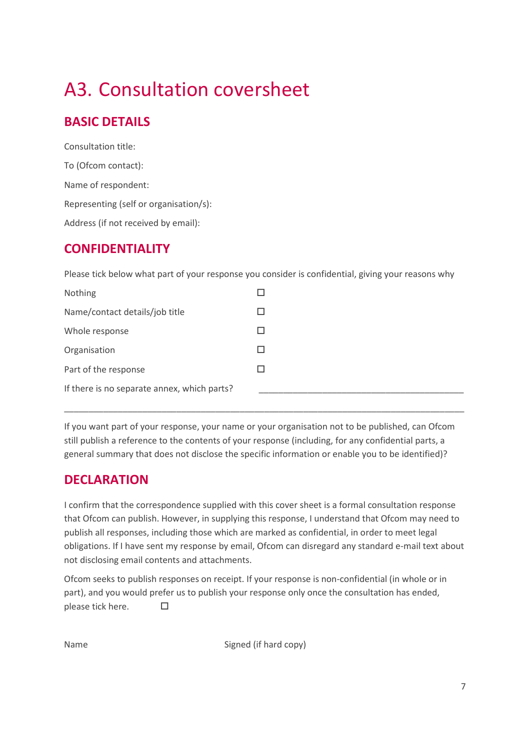# A3. Consultation coversheet

## BASIC DETAILS

Consultation title:

To (Ofcom contact):

Name of respondent:

Representing (self or organisation/s):

Address (if not received by email):

## CONFIDENTIALITY

Please tick below what part of your response you consider is confidential, giving your reasons why

| | |
|---|---|
| Nothing | ☐ |
| Name/contact details/job title | ☐ |
| Whole response | ☐ |
| Organisation | ☐ |
| Part of the response | ☐ |
| If there is no separate annex, which parts? | ____________________________________________ |

_____________________________________________________________________________________

If you want part of your response, your name or your organisation not to be published, can Ofcom still publish a reference to the contents of your response (including, for any confidential parts, a general summary that does not disclose the specific information or enable you to be identified)?

## DECLARATION

I confirm that the correspondence supplied with this cover sheet is a formal consultation response that Ofcom can publish. However, in supplying this response, I understand that Ofcom may need to publish all responses, including those which are marked as confidential, in order to meet legal obligations. If I have sent my response by email, Ofcom can disregard any standard e-mail text about not disclosing email contents and attachments.

Ofcom seeks to publish responses on receipt. If your response is non-confidential (in whole or in part), and you would prefer us to publish your response only once the consultation has ended, please tick here. ☐

Name                                        Signed (if hard copy)